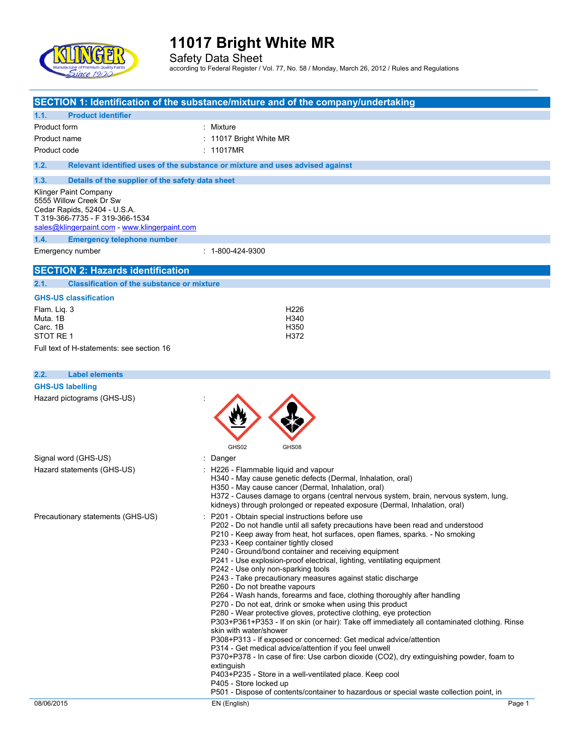# 11017 Bright White MR

Safety Data Sheet
according to Federal Register / Vol. 77, No. 58 / Monday, March 26, 2012 / Rules and Regulations

## SECTION 1: Identification of the substance/mixture and of the company/undertaking

### 1.1. Product identifier

| | |
|---|---|
| Product form | : Mixture |
| Product name | : 11017 Bright White MR |
| Product code | : 11017MR |

### 1.2. Relevant identified uses of the substance or mixture and uses advised against

### 1.3. Details of the supplier of the safety data sheet

Klinger Paint Company
5555 Willow Creek Dr Sw
Cedar Rapids, 52404 - U.S.A.
T 319-366-7735 - F 319-366-1534
sales@klingerpaint.com - www.klingerpaint.com

### 1.4. Emergency telephone number

| | |
|---|---|
| Emergency number | : 1-800-424-9300 |

## SECTION 2: Hazards identification

### 2.1. Classification of the substance or mixture

**GHS-US classification**

| | |
|---|---|
| Flam. Liq. 3 | H226 |
| Muta. 1B | H340 |
| Carc. 1B | H350 |
| STOT RE 1 | H372 |

Full text of H-statements: see section 16

### 2.2. Label elements

**GHS-US labelling**

Hazard pictograms (GHS-US) :

GHS02 GHS08

Signal word (GHS-US) : Danger

Hazard statements (GHS-US) :
H226 - Flammable liquid and vapour
H340 - May cause genetic defects (Dermal, Inhalation, oral)
H350 - May cause cancer (Dermal, Inhalation, oral)
H372 - Causes damage to organs (central nervous system, brain, nervous system, lung, kidneys) through prolonged or repeated exposure (Dermal, Inhalation, oral)

Precautionary statements (GHS-US) :
P201 - Obtain special instructions before use
P202 - Do not handle until all safety precautions have been read and understood
P210 - Keep away from heat, hot surfaces, open flames, sparks. - No smoking
P233 - Keep container tightly closed
P240 - Ground/bond container and receiving equipment
P241 - Use explosion-proof electrical, lighting, ventilating equipment
P242 - Use only non-sparking tools
P243 - Take precautionary measures against static discharge
P260 - Do not breathe vapours
P264 - Wash hands, forearms and face, clothing thoroughly after handling
P270 - Do not eat, drink or smoke when using this product
P280 - Wear protective gloves, protective clothing, eye protection
P303+P361+P353 - If on skin (or hair): Take off immediately all contaminated clothing. Rinse skin with water/shower
P308+P313 - If exposed or concerned: Get medical advice/attention
P314 - Get medical advice/attention if you feel unwell
P370+P378 - In case of fire: Use carbon dioxide (CO2), dry extinguishing powder, foam to extinguish
P403+P235 - Store in a well-ventilated place. Keep cool
P405 - Store locked up
P501 - Dispose of contents/container to hazardous or special waste collection point, in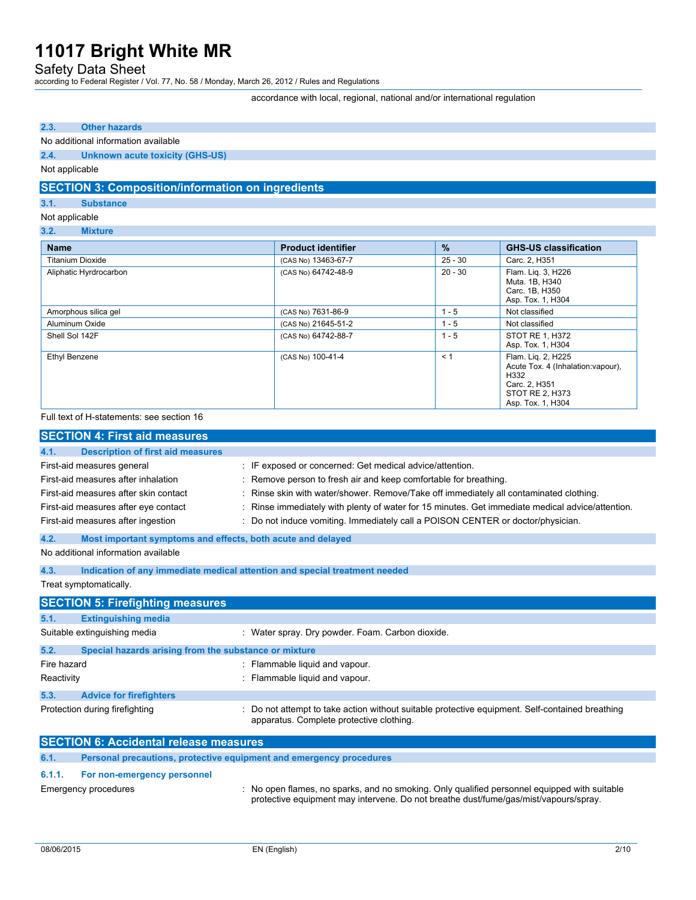accordance with local, regional, national and/or international regulation

### 2.3. Other hazards

No additional information available

### 2.4. Unknown acute toxicity (GHS-US)

Not applicable

## SECTION 3: Composition/information on ingredients

### 3.1. Substance

Not applicable

### 3.2. Mixture

| Name | Product identifier | % | GHS-US classification |
|---|---|---|---|
| Titanium Dioxide | (CAS No) 13463-67-7 | 25 - 30 | Carc. 2, H351 |
| Aliphatic Hyrdrocarbon | (CAS No) 64742-48-9 | 20 - 30 | Flam. Liq. 3, H226<br>Muta. 1B, H340<br>Carc. 1B, H350<br>Asp. Tox. 1, H304 |
| Amorphous silica gel | (CAS No) 7631-86-9 | 1 - 5 | Not classified |
| Aluminum Oxide | (CAS No) 21645-51-2 | 1 - 5 | Not classified |
| Shell Sol 142F | (CAS No) 64742-88-7 | 1 - 5 | STOT RE 1, H372<br>Asp. Tox. 1, H304 |
| Ethyl Benzene | (CAS No) 100-41-4 | < 1 | Flam. Liq. 2, H225<br>Acute Tox. 4 (Inhalation:vapour), H332<br>Carc. 2, H351<br>STOT RE 2, H373<br>Asp. Tox. 1, H304 |

Full text of H-statements: see section 16

## SECTION 4: First aid measures

### 4.1. Description of first aid measures

First-aid measures general : IF exposed or concerned: Get medical advice/attention.

First-aid measures after inhalation : Remove person to fresh air and keep comfortable for breathing.

First-aid measures after skin contact : Rinse skin with water/shower. Remove/Take off immediately all contaminated clothing.

First-aid measures after eye contact : Rinse immediately with plenty of water for 15 minutes. Get immediate medical advice/attention.

First-aid measures after ingestion : Do not induce vomiting. Immediately call a POISON CENTER or doctor/physician.

### 4.2. Most important symptoms and effects, both acute and delayed

No additional information available

### 4.3. Indication of any immediate medical attention and special treatment needed

Treat symptomatically.

## SECTION 5: Firefighting measures

### 5.1. Extinguishing media

Suitable extinguishing media : Water spray. Dry powder. Foam. Carbon dioxide.

### 5.2. Special hazards arising from the substance or mixture

Fire hazard : Flammable liquid and vapour.

Reactivity : Flammable liquid and vapour.

### 5.3. Advice for firefighters

Protection during firefighting : Do not attempt to take action without suitable protective equipment. Self-contained breathing apparatus. Complete protective clothing.

## SECTION 6: Accidental release measures

### 6.1. Personal precautions, protective equipment and emergency procedures

#### 6.1.1. For non-emergency personnel

Emergency procedures : No open flames, no sparks, and no smoking. Only qualified personnel equipped with suitable protective equipment may intervene. Do not breathe dust/fume/gas/mist/vapours/spray.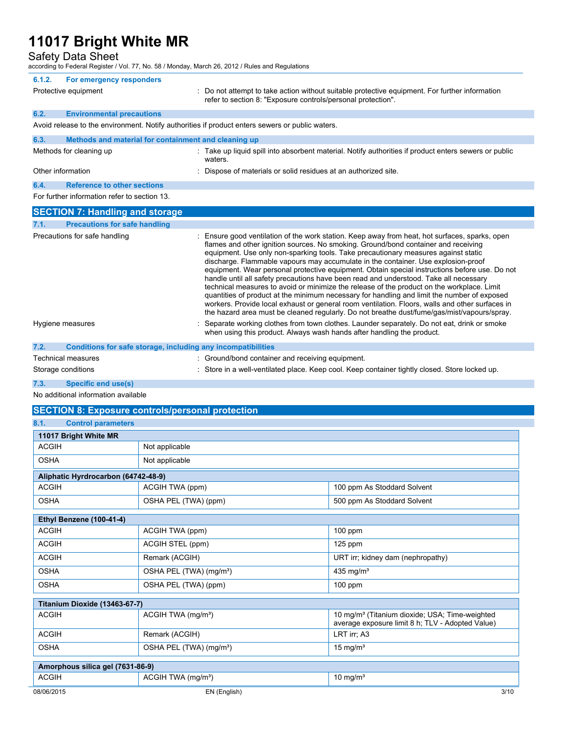#### 6.1.2. For emergency responders

Protective equipment : Do not attempt to take action without suitable protective equipment. For further information refer to section 8: "Exposure controls/personal protection".

### 6.2. Environmental precautions

Avoid release to the environment. Notify authorities if product enters sewers or public waters.

### 6.3. Methods and material for containment and cleaning up

Methods for cleaning up : Take up liquid spill into absorbent material. Notify authorities if product enters sewers or public waters.

Other information : Dispose of materials or solid residues at an authorized site.

### 6.4. Reference to other sections

For further information refer to section 13.

## SECTION 7: Handling and storage

### 7.1. Precautions for safe handling

Precautions for safe handling : Ensure good ventilation of the work station. Keep away from heat, hot surfaces, sparks, open flames and other ignition sources. No smoking. Ground/bond container and receiving equipment. Use only non-sparking tools. Take precautionary measures against static discharge. Flammable vapours may accumulate in the container. Use explosion-proof equipment. Wear personal protective equipment. Obtain special instructions before use. Do not handle until all safety precautions have been read and understood. Take all necessary technical measures to avoid or minimize the release of the product on the workplace. Limit quantities of product at the minimum necessary for handling and limit the number of exposed workers. Provide local exhaust or general room ventilation. Floors, walls and other surfaces in the hazard area must be cleaned regularly. Do not breathe dust/fume/gas/mist/vapours/spray.

Hygiene measures : Separate working clothes from town clothes. Launder separately. Do not eat, drink or smoke when using this product. Always wash hands after handling the product.

### 7.2. Conditions for safe storage, including any incompatibilities

Technical measures : Ground/bond container and receiving equipment.

Storage conditions : Store in a well-ventilated place. Keep cool. Keep container tightly closed. Store locked up.

### 7.3. Specific end use(s)

No additional information available

## SECTION 8: Exposure controls/personal protection

### 8.1. Control parameters

| 11017 Bright White MR | | |
|---|---|---|
| ACGIH | Not applicable | |
| OSHA | Not applicable | |

| Aliphatic Hyrdrocarbon (64742-48-9) | | |
|---|---|---|
| ACGIH | ACGIH TWA (ppm) | 100 ppm As Stoddard Solvent |
| OSHA | OSHA PEL (TWA) (ppm) | 500 ppm As Stoddard Solvent |

| Ethyl Benzene (100-41-4) | | |
|---|---|---|
| ACGIH | ACGIH TWA (ppm) | 100 ppm |
| ACGIH | ACGIH STEL (ppm) | 125 ppm |
| ACGIH | Remark (ACGIH) | URT irr; kidney dam (nephropathy) |
| OSHA | OSHA PEL (TWA) (mg/m³) | 435 mg/m³ |
| OSHA | OSHA PEL (TWA) (ppm) | 100 ppm |

| Titanium Dioxide (13463-67-7) | | |
|---|---|---|
| ACGIH | ACGIH TWA (mg/m³) | 10 mg/m³ (Titanium dioxide; USA; Time-weighted average exposure limit 8 h; TLV - Adopted Value) |
| ACGIH | Remark (ACGIH) | LRT irr; A3 |
| OSHA | OSHA PEL (TWA) (mg/m³) | 15 mg/m³ |

| Amorphous silica gel (7631-86-9) | | |
|---|---|---|
| ACGIH | ACGIH TWA (mg/m³) | 10 mg/m³ |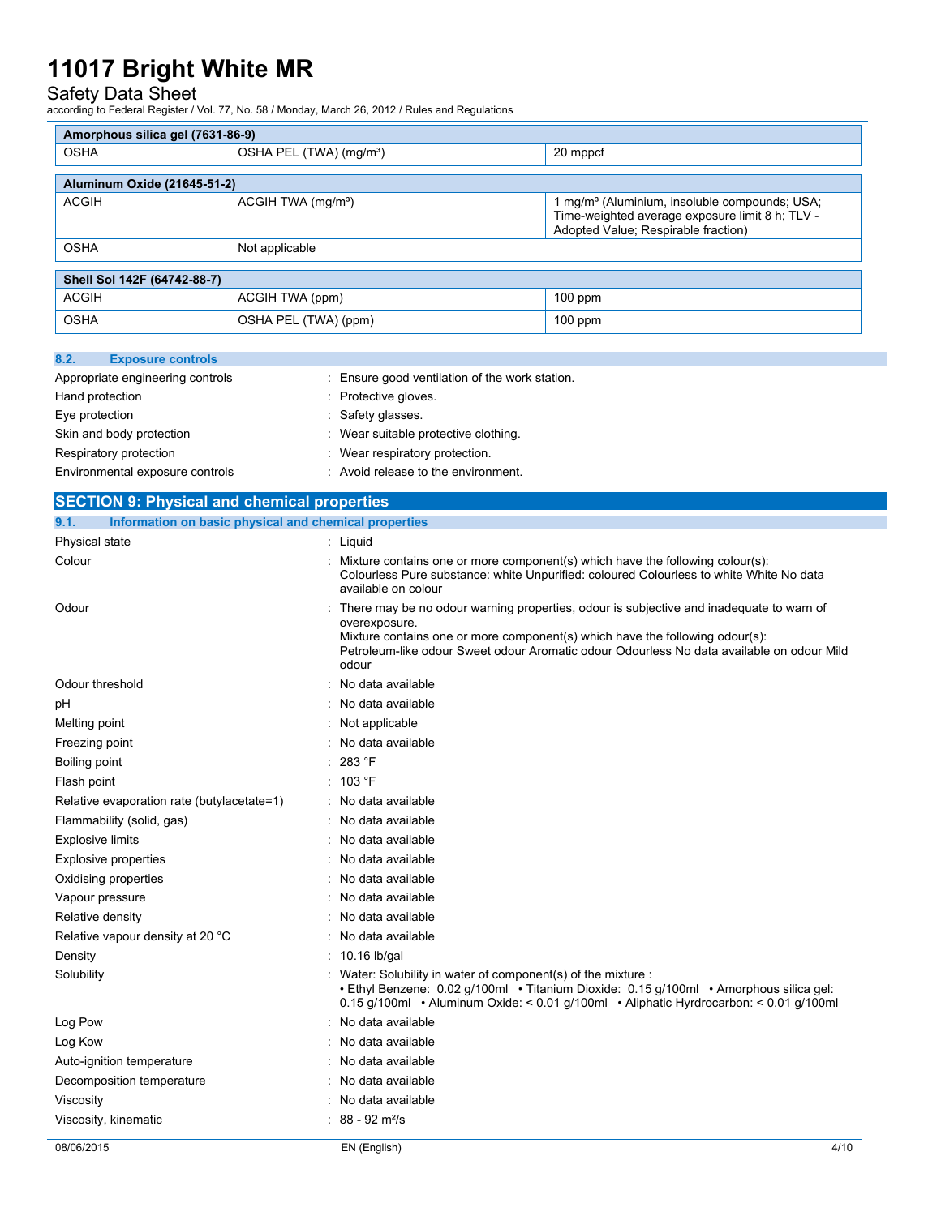| Amorphous silica gel (7631-86-9) | | |
|---|---|---|
| OSHA | OSHA PEL (TWA) (mg/m³) | 20 mppcf |

| Aluminum Oxide (21645-51-2) | | |
|---|---|---|
| ACGIH | ACGIH TWA (mg/m³) | 1 mg/m³ (Aluminium, insoluble compounds; USA; Time-weighted average exposure limit 8 h; TLV - Adopted Value; Respirable fraction) |
| OSHA | Not applicable | |

| Shell Sol 142F (64742-88-7) | | |
|---|---|---|
| ACGIH | ACGIH TWA (ppm) | 100 ppm |
| OSHA | OSHA PEL (TWA) (ppm) | 100 ppm |

### 8.2. Exposure controls

| | |
|---|---|
| Appropriate engineering controls | : Ensure good ventilation of the work station. |
| Hand protection | : Protective gloves. |
| Eye protection | : Safety glasses. |
| Skin and body protection | : Wear suitable protective clothing. |
| Respiratory protection | : Wear respiratory protection. |
| Environmental exposure controls | : Avoid release to the environment. |

## SECTION 9: Physical and chemical properties

### 9.1. Information on basic physical and chemical properties

| | |
|---|---|
| Physical state | : Liquid |
| Colour | : Mixture contains one or more component(s) which have the following colour(s): Colourless Pure substance: white Unpurified: coloured Colourless to white White No data available on colour |
| Odour | : There may be no odour warning properties, odour is subjective and inadequate to warn of overexposure. Mixture contains one or more component(s) which have the following odour(s): Petroleum-like odour Sweet odour Aromatic odour Odourless No data available on odour Mild odour |
| Odour threshold | : No data available |
| pH | : No data available |
| Melting point | : Not applicable |
| Freezing point | : No data available |
| Boiling point | : 283 °F |
| Flash point | : 103 °F |
| Relative evaporation rate (butylacetate=1) | : No data available |
| Flammability (solid, gas) | : No data available |
| Explosive limits | : No data available |
| Explosive properties | : No data available |
| Oxidising properties | : No data available |
| Vapour pressure | : No data available |
| Relative density | : No data available |
| Relative vapour density at 20 °C | : No data available |
| Density | : 10.16 lb/gal |
| Solubility | : Water: Solubility in water of component(s) of the mixture : • Ethyl Benzene: 0.02 g/100ml • Titanium Dioxide: 0.15 g/100ml • Amorphous silica gel: 0.15 g/100ml • Aluminum Oxide: < 0.01 g/100ml • Aliphatic Hyrdrocarbon: < 0.01 g/100ml |
| Log Pow | : No data available |
| Log Kow | : No data available |
| Auto-ignition temperature | : No data available |
| Decomposition temperature | : No data available |
| Viscosity | : No data available |
| Viscosity, kinematic | : 88 - 92 m²/s |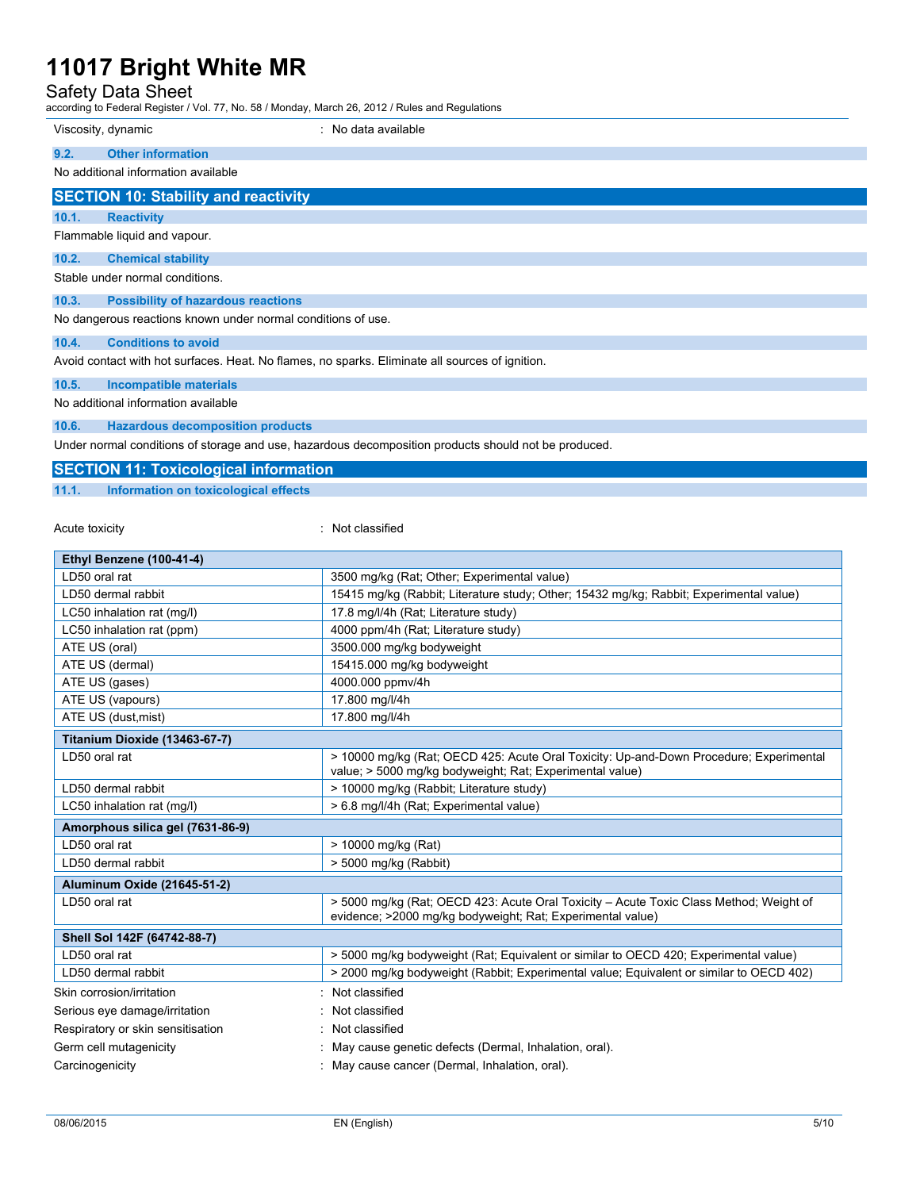Viscosity, dynamic : No data available

### 9.2. Other information

No additional information available

## SECTION 10: Stability and reactivity

### 10.1. Reactivity

Flammable liquid and vapour.

### 10.2. Chemical stability

Stable under normal conditions.

### 10.3. Possibility of hazardous reactions

No dangerous reactions known under normal conditions of use.

### 10.4. Conditions to avoid

Avoid contact with hot surfaces. Heat. No flames, no sparks. Eliminate all sources of ignition.

### 10.5. Incompatible materials

No additional information available

### 10.6. Hazardous decomposition products

Under normal conditions of storage and use, hazardous decomposition products should not be produced.

## SECTION 11: Toxicological information

### 11.1. Information on toxicological effects

Acute toxicity : Not classified

| Ethyl Benzene (100-41-4) | |
|---|---|
| LD50 oral rat | 3500 mg/kg (Rat; Other; Experimental value) |
| LD50 dermal rabbit | 15415 mg/kg (Rabbit; Literature study; Other; 15432 mg/kg; Rabbit; Experimental value) |
| LC50 inhalation rat (mg/l) | 17.8 mg/l/4h (Rat; Literature study) |
| LC50 inhalation rat (ppm) | 4000 ppm/4h (Rat; Literature study) |
| ATE US (oral) | 3500.000 mg/kg bodyweight |
| ATE US (dermal) | 15415.000 mg/kg bodyweight |
| ATE US (gases) | 4000.000 ppmv/4h |
| ATE US (vapours) | 17.800 mg/l/4h |
| ATE US (dust,mist) | 17.800 mg/l/4h |

| Titanium Dioxide (13463-67-7) | |
|---|---|
| LD50 oral rat | > 10000 mg/kg (Rat; OECD 425: Acute Oral Toxicity: Up-and-Down Procedure; Experimental value; > 5000 mg/kg bodyweight; Rat; Experimental value) |
| LD50 dermal rabbit | > 10000 mg/kg (Rabbit; Literature study) |
| LC50 inhalation rat (mg/l) | > 6.8 mg/l/4h (Rat; Experimental value) |

| Amorphous silica gel (7631-86-9) | |
|---|---|
| LD50 oral rat | > 10000 mg/kg (Rat) |
| LD50 dermal rabbit | > 5000 mg/kg (Rabbit) |

| Aluminum Oxide (21645-51-2) | |
|---|---|
| LD50 oral rat | > 5000 mg/kg (Rat; OECD 423: Acute Oral Toxicity – Acute Toxic Class Method; Weight of evidence; >2000 mg/kg bodyweight; Rat; Experimental value) |

| Shell Sol 142F (64742-88-7) | |
|---|---|
| LD50 oral rat | > 5000 mg/kg bodyweight (Rat; Equivalent or similar to OECD 420; Experimental value) |
| LD50 dermal rabbit | > 2000 mg/kg bodyweight (Rabbit; Experimental value; Equivalent or similar to OECD 402) |

Skin corrosion/irritation : Not classified

Serious eye damage/irritation : Not classified

Respiratory or skin sensitisation : Not classified

Germ cell mutagenicity : May cause genetic defects (Dermal, Inhalation, oral).

Carcinogenicity : May cause cancer (Dermal, Inhalation, oral).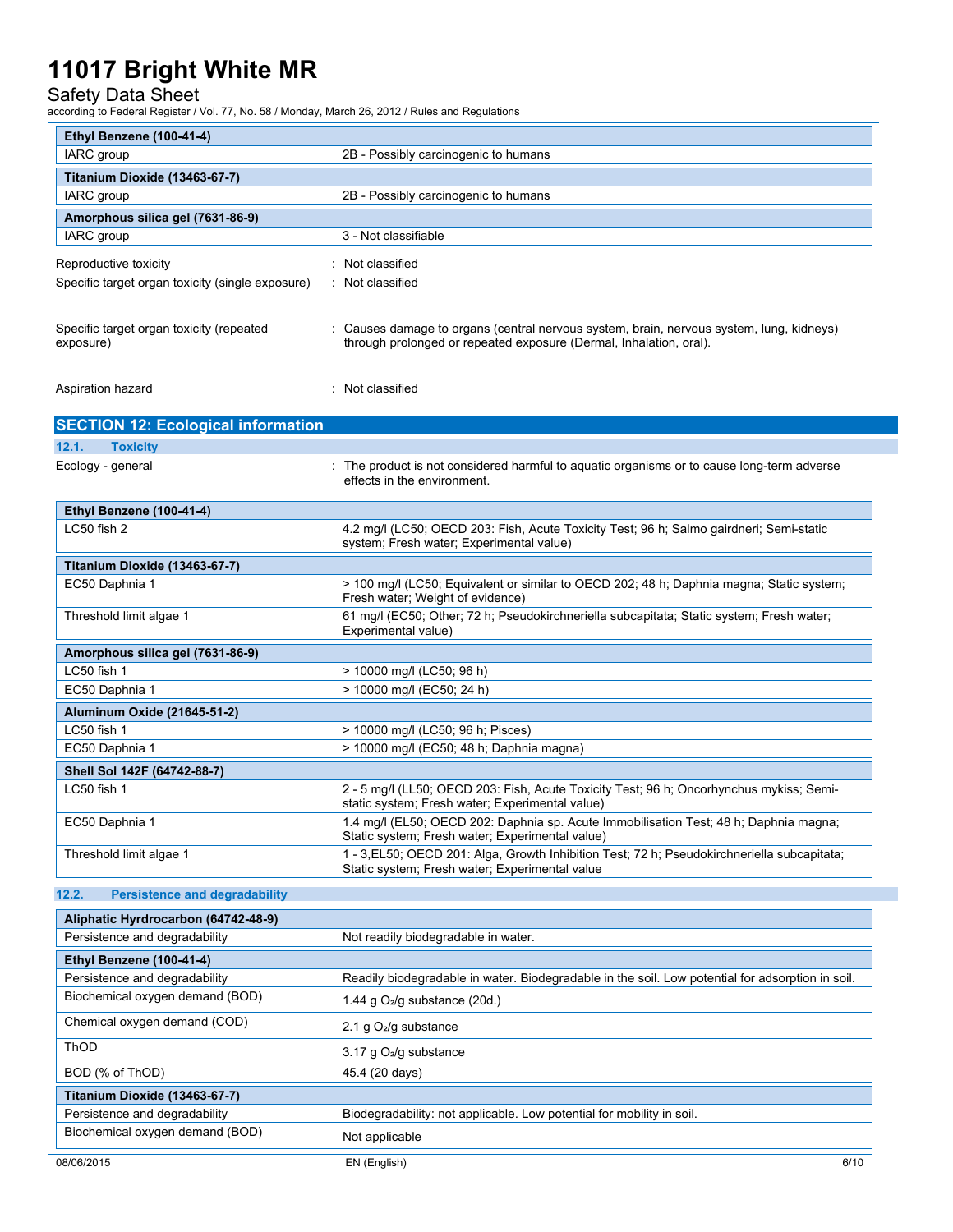| Ethyl Benzene (100-41-4) | |
|---|---|
| IARC group | 2B - Possibly carcinogenic to humans |
| **Titanium Dioxide (13463-67-7)** | |
| IARC group | 2B - Possibly carcinogenic to humans |
| **Amorphous silica gel (7631-86-9)** | |
| IARC group | 3 - Not classifiable |

Reproductive toxicity : Not classified

Specific target organ toxicity (single exposure) : Not classified

Specific target organ toxicity (repeated exposure) : Causes damage to organs (central nervous system, brain, nervous system, lung, kidneys) through prolonged or repeated exposure (Dermal, Inhalation, oral).

Aspiration hazard : Not classified

## SECTION 12: Ecological information

### 12.1. Toxicity

Ecology - general : The product is not considered harmful to aquatic organisms or to cause long-term adverse effects in the environment.

| Ethyl Benzene (100-41-4) | |
|---|---|
| LC50 fish 2 | 4.2 mg/l (LC50; OECD 203: Fish, Acute Toxicity Test; 96 h; Salmo gairdneri; Semi-static system; Fresh water; Experimental value) |
| **Titanium Dioxide (13463-67-7)** | |
| EC50 Daphnia 1 | > 100 mg/l (LC50; Equivalent or similar to OECD 202; 48 h; Daphnia magna; Static system; Fresh water; Weight of evidence) |
| Threshold limit algae 1 | 61 mg/l (EC50; Other; 72 h; Pseudokirchneriella subcapitata; Static system; Fresh water; Experimental value) |
| **Amorphous silica gel (7631-86-9)** | |
| LC50 fish 1 | > 10000 mg/l (LC50; 96 h) |
| EC50 Daphnia 1 | > 10000 mg/l (EC50; 24 h) |
| **Aluminum Oxide (21645-51-2)** | |
| LC50 fish 1 | > 10000 mg/l (LC50; 96 h; Pisces) |
| EC50 Daphnia 1 | > 10000 mg/l (EC50; 48 h; Daphnia magna) |
| **Shell Sol 142F (64742-88-7)** | |
| LC50 fish 1 | 2 - 5 mg/l (LL50; OECD 203: Fish, Acute Toxicity Test; 96 h; Oncorhynchus mykiss; Semi-static system; Fresh water; Experimental value) |
| EC50 Daphnia 1 | 1.4 mg/l (EL50; OECD 202: Daphnia sp. Acute Immobilisation Test; 48 h; Daphnia magna; Static system; Fresh water; Experimental value) |
| Threshold limit algae 1 | 1 - 3,EL50; OECD 201: Alga, Growth Inhibition Test; 72 h; Pseudokirchneriella subcapitata; Static system; Fresh water; Experimental value |

### 12.2. Persistence and degradability

| Aliphatic Hyrdrocarbon (64742-48-9) | |
|---|---|
| Persistence and degradability | Not readily biodegradable in water. |
| **Ethyl Benzene (100-41-4)** | |
| Persistence and degradability | Readily biodegradable in water. Biodegradable in the soil. Low potential for adsorption in soil. |
| Biochemical oxygen demand (BOD) | 1.44 g $O_2$/g substance (20d.) |
| Chemical oxygen demand (COD) | 2.1 g $O_2$/g substance |
| ThOD | 3.17 g $O_2$/g substance |
| BOD (% of ThOD) | 45.4 (20 days) |
| **Titanium Dioxide (13463-67-7)** | |
| Persistence and degradability | Biodegradability: not applicable. Low potential for mobility in soil. |
| Biochemical oxygen demand (BOD) | Not applicable |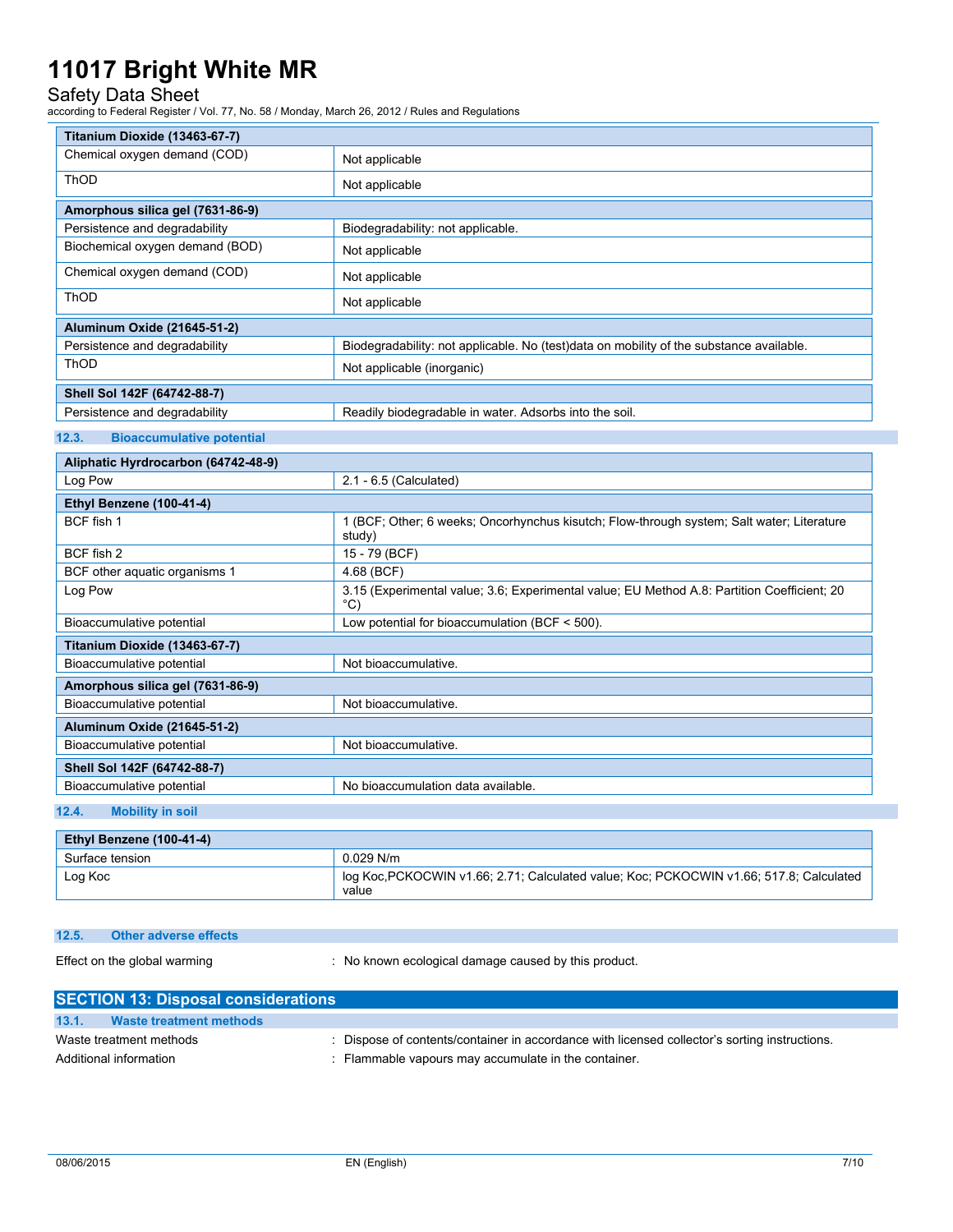| Titanium Dioxide (13463-67-7) | |
|---|---|
| Chemical oxygen demand (COD) | Not applicable |
| ThOD | Not applicable |

| Amorphous silica gel (7631-86-9) | |
|---|---|
| Persistence and degradability | Biodegradability: not applicable. |
| Biochemical oxygen demand (BOD) | Not applicable |
| Chemical oxygen demand (COD) | Not applicable |
| ThOD | Not applicable |

| Aluminum Oxide (21645-51-2) | |
|---|---|
| Persistence and degradability | Biodegradability: not applicable. No (test)data on mobility of the substance available. |
| ThOD | Not applicable (inorganic) |

| Shell Sol 142F (64742-88-7) | |
|---|---|
| Persistence and degradability | Readily biodegradable in water. Adsorbs into the soil. |

### 12.3. Bioaccumulative potential

| Aliphatic Hyrdrocarbon (64742-48-9) | |
|---|---|
| Log Pow | 2.1 - 6.5 (Calculated) |

| Ethyl Benzene (100-41-4) | |
|---|---|
| BCF fish 1 | 1 (BCF; Other; 6 weeks; Oncorhynchus kisutch; Flow-through system; Salt water; Literature study) |
| BCF fish 2 | 15 - 79 (BCF) |
| BCF other aquatic organisms 1 | 4.68 (BCF) |
| Log Pow | 3.15 (Experimental value; 3.6; Experimental value; EU Method A.8: Partition Coefficient; 20 °C) |
| Bioaccumulative potential | Low potential for bioaccumulation (BCF < 500). |

| Titanium Dioxide (13463-67-7) | |
|---|---|
| Bioaccumulative potential | Not bioaccumulative. |

| Amorphous silica gel (7631-86-9) | |
|---|---|
| Bioaccumulative potential | Not bioaccumulative. |

| Aluminum Oxide (21645-51-2) | |
|---|---|
| Bioaccumulative potential | Not bioaccumulative. |

| Shell Sol 142F (64742-88-7) | |
|---|---|
| Bioaccumulative potential | No bioaccumulation data available. |

### 12.4. Mobility in soil

| Ethyl Benzene (100-41-4) | |
|---|---|
| Surface tension | 0.029 N/m |
| Log Koc | log Koc,PCKOCWIN v1.66; 2.71; Calculated value; Koc; PCKOCWIN v1.66; 517.8; Calculated value |

### 12.5. Other adverse effects

Effect on the global warming : No known ecological damage caused by this product.

## SECTION 13: Disposal considerations

### 13.1. Waste treatment methods

Waste treatment methods : Dispose of contents/container in accordance with licensed collector's sorting instructions.

Additional information : Flammable vapours may accumulate in the container.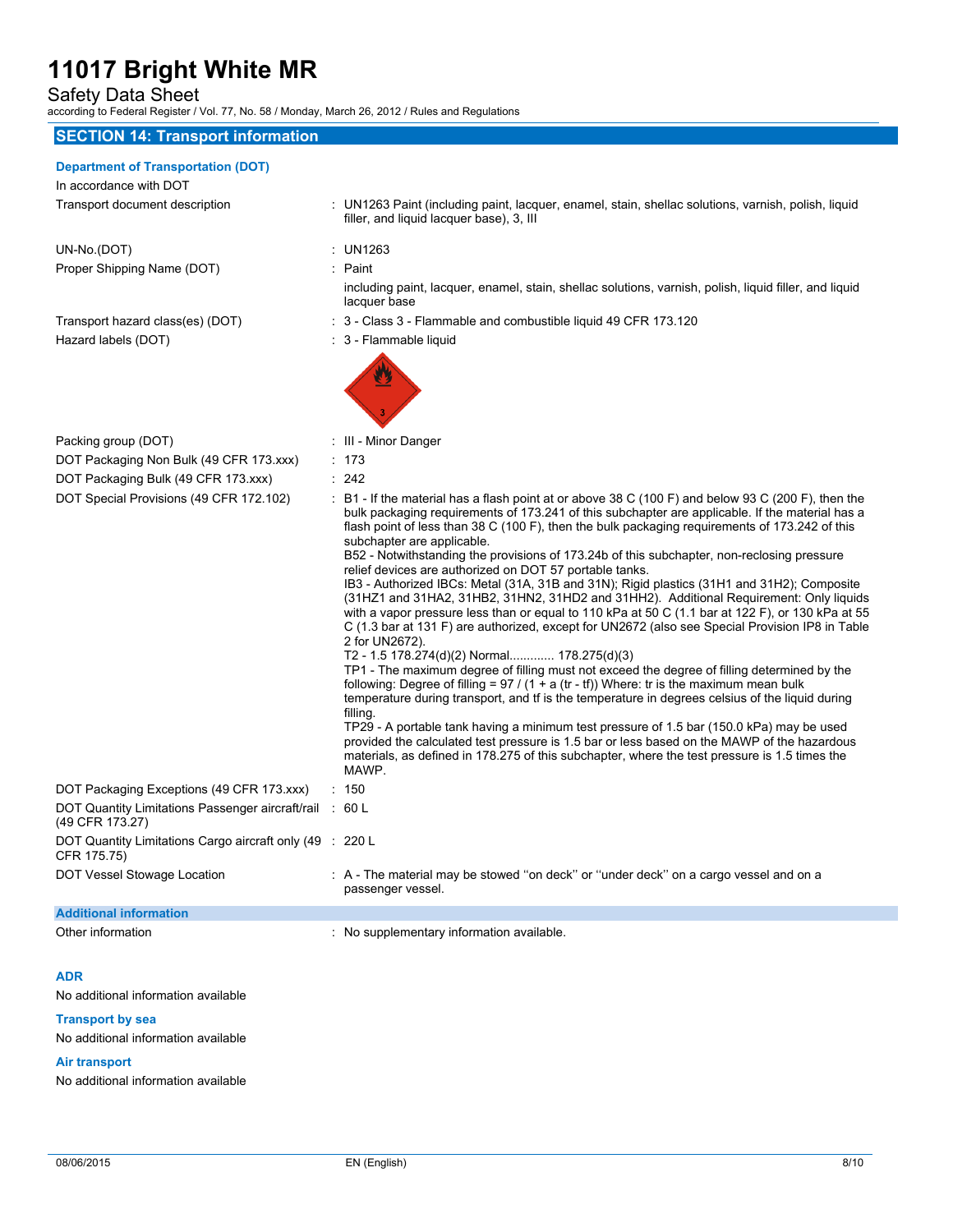## SECTION 14: Transport information

### Department of Transportation (DOT)

In accordance with DOT

| | |
|---|---|
| Transport document description | : UN1263 Paint (including paint, lacquer, enamel, stain, shellac solutions, varnish, polish, liquid filler, and liquid lacquer base), 3, III |
| UN-No.(DOT) | : UN1263 |
| Proper Shipping Name (DOT) | : Paint<br>including paint, lacquer, enamel, stain, shellac solutions, varnish, polish, liquid filler, and liquid lacquer base |
| Transport hazard class(es) (DOT) | : 3 - Class 3 - Flammable and combustible liquid 49 CFR 173.120 |
| Hazard labels (DOT) | : 3 - Flammable liquid |
| Packing group (DOT) | : III - Minor Danger |
| DOT Packaging Non Bulk (49 CFR 173.xxx) | : 173 |
| DOT Packaging Bulk (49 CFR 173.xxx) | : 242 |
| DOT Special Provisions (49 CFR 172.102) | : B1 - If the material has a flash point at or above 38 C (100 F) and below 93 C (200 F), then the bulk packaging requirements of 173.241 of this subchapter are applicable. If the material has a flash point of less than 38 C (100 F), then the bulk packaging requirements of 173.242 of this subchapter are applicable.<br>B52 - Notwithstanding the provisions of 173.24b of this subchapter, non-reclosing pressure relief devices are authorized on DOT 57 portable tanks.<br>IB3 - Authorized IBCs: Metal (31A, 31B and 31N); Rigid plastics (31H1 and 31H2); Composite (31HZ1 and 31HA2, 31HB2, 31HN2, 31HD2 and 31HH2). Additional Requirement: Only liquids with a vapor pressure less than or equal to 110 kPa at 50 C (1.1 bar at 122 F), or 130 kPa at 55 C (1.3 bar at 131 F) are authorized, except for UN2672 (also see Special Provision IP8 in Table 2 for UN2672).<br>T2 - 1.5 178.274(d)(2) Normal............. 178.275(d)(3)<br>TP1 - The maximum degree of filling must not exceed the degree of filling determined by the following: Degree of filling = 97 / (1 + a (tr - tf)) Where: tr is the maximum mean bulk temperature during transport, and tf is the temperature in degrees celsius of the liquid during filling.<br>TP29 - A portable tank having a minimum test pressure of 1.5 bar (150.0 kPa) may be used provided the calculated test pressure is 1.5 bar or less based on the MAWP of the hazardous materials, as defined in 178.275 of this subchapter, where the test pressure is 1.5 times the MAWP. |
| DOT Packaging Exceptions (49 CFR 173.xxx) | : 150 |
| DOT Quantity Limitations Passenger aircraft/rail (49 CFR 173.27) | : 60 L |
| DOT Quantity Limitations Cargo aircraft only (49 CFR 175.75) | : 220 L |
| DOT Vessel Stowage Location | : A - The material may be stowed ''on deck'' or ''under deck'' on a cargo vessel and on a passenger vessel. |

### Additional information

Other information : No supplementary information available.

### ADR

No additional information available

### Transport by sea

No additional information available

### Air transport

No additional information available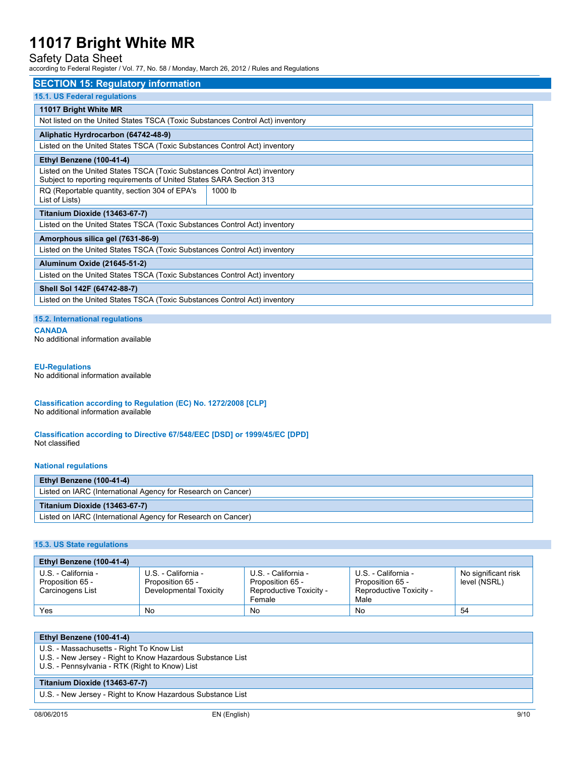## SECTION 15: Regulatory information

### 15.1. US Federal regulations

| 11017 Bright White MR |
|---|
| Not listed on the United States TSCA (Toxic Substances Control Act) inventory |

| Aliphatic Hyrdrocarbon (64742-48-9) |
|---|
| Listed on the United States TSCA (Toxic Substances Control Act) inventory |

| Ethyl Benzene (100-41-4) | |
|---|---|
| Listed on the United States TSCA (Toxic Substances Control Act) inventory<br>Subject to reporting requirements of United States SARA Section 313 | |
| RQ (Reportable quantity, section 304 of EPA's List of Lists) | 1000 lb |

| Titanium Dioxide (13463-67-7) |
|---|
| Listed on the United States TSCA (Toxic Substances Control Act) inventory |

| Amorphous silica gel (7631-86-9) |
|---|
| Listed on the United States TSCA (Toxic Substances Control Act) inventory |

| Aluminum Oxide (21645-51-2) |
|---|
| Listed on the United States TSCA (Toxic Substances Control Act) inventory |

| Shell Sol 142F (64742-88-7) |
|---|
| Listed on the United States TSCA (Toxic Substances Control Act) inventory |

### 15.2. International regulations

**CANADA**

No additional information available

**EU-Regulations**

No additional information available

**Classification according to Regulation (EC) No. 1272/2008 [CLP]**

No additional information available

**Classification according to Directive 67/548/EEC [DSD] or 1999/45/EC [DPD]**

Not classified

**National regulations**

| Ethyl Benzene (100-41-4) |
|---|
| Listed on IARC (International Agency for Research on Cancer) |

| Titanium Dioxide (13463-67-7) |
|---|
| Listed on IARC (International Agency for Research on Cancer) |

### 15.3. US State regulations

| Ethyl Benzene (100-41-4) | | | | |
|---|---|---|---|---|
| U.S. - California - Proposition 65 - Carcinogens List | U.S. - California - Proposition 65 - Developmental Toxicity | U.S. - California - Proposition 65 - Reproductive Toxicity - Female | U.S. - California - Proposition 65 - Reproductive Toxicity - Male | No significant risk level (NSRL) |
| Yes | No | No | No | 54 |

| Ethyl Benzene (100-41-4) |
|---|
| U.S. - Massachusetts - Right To Know List<br>U.S. - New Jersey - Right to Know Hazardous Substance List<br>U.S. - Pennsylvania - RTK (Right to Know) List |

| Titanium Dioxide (13463-67-7) |
|---|
| U.S. - New Jersey - Right to Know Hazardous Substance List |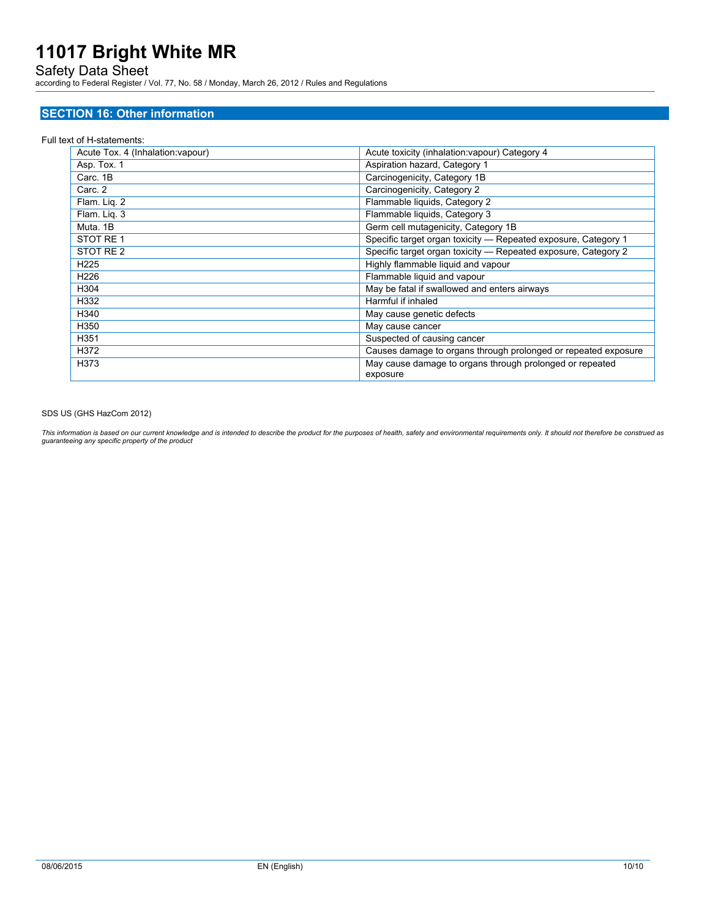## SECTION 16: Other information

Full text of H-statements:

| | |
|---|---|
| Acute Tox. 4 (Inhalation:vapour) | Acute toxicity (inhalation:vapour) Category 4 |
| Asp. Tox. 1 | Aspiration hazard, Category 1 |
| Carc. 1B | Carcinogenicity, Category 1B |
| Carc. 2 | Carcinogenicity, Category 2 |
| Flam. Liq. 2 | Flammable liquids, Category 2 |
| Flam. Liq. 3 | Flammable liquids, Category 3 |
| Muta. 1B | Germ cell mutagenicity, Category 1B |
| STOT RE 1 | Specific target organ toxicity — Repeated exposure, Category 1 |
| STOT RE 2 | Specific target organ toxicity — Repeated exposure, Category 2 |
| H225 | Highly flammable liquid and vapour |
| H226 | Flammable liquid and vapour |
| H304 | May be fatal if swallowed and enters airways |
| H332 | Harmful if inhaled |
| H340 | May cause genetic defects |
| H350 | May cause cancer |
| H351 | Suspected of causing cancer |
| H372 | Causes damage to organs through prolonged or repeated exposure |
| H373 | May cause damage to organs through prolonged or repeated exposure |

SDS US (GHS HazCom 2012)

*This information is based on our current knowledge and is intended to describe the product for the purposes of health, safety and environmental requirements only. It should not therefore be construed as guaranteeing any specific property of the product*